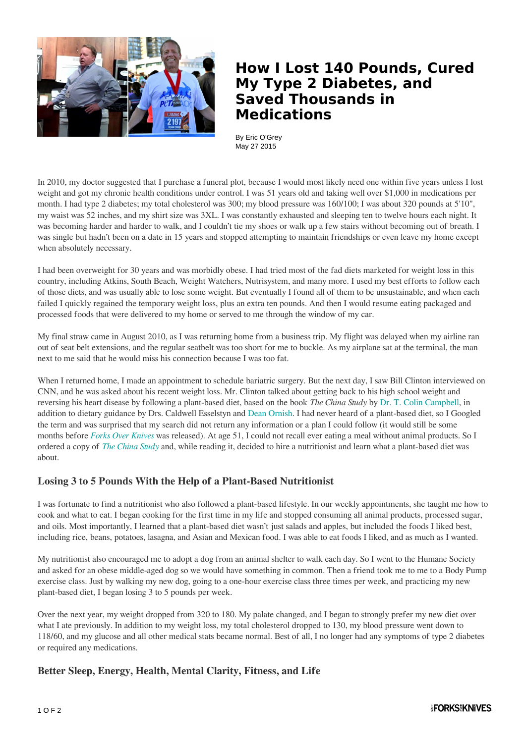# How I Lost 140 Pounds, Cured My Type 2 Diabetes, and Saved Thousands in Medications

By Eric O'Grey
May 27 2015

In 2010, my doctor suggested that I purchase a funeral plot, because I would most likely need one within five years unless I lost weight and got my chronic health conditions under control. I was 51 years old and taking well over $1,000 in medications per month. I had type 2 diabetes; my total cholesterol was 300; my blood pressure was 160/100; I was about 320 pounds at 5'10", my waist was 52 inches, and my shirt size was 3XL. I was constantly exhausted and sleeping ten to twelve hours each night. It was becoming harder and harder to walk, and I couldn't tie my shoes or walk up a few stairs without becoming out of breath. I was single but hadn't been on a date in 15 years and stopped attempting to maintain friendships or even leave my home except when absolutely necessary.

I had been overweight for 30 years and was morbidly obese. I had tried most of the fad diets marketed for weight loss in this country, including Atkins, South Beach, Weight Watchers, Nutrisystem, and many more. I used my best efforts to follow each of those diets, and was usually able to lose some weight. But eventually I found all of them to be unsustainable, and when each failed I quickly regained the temporary weight loss, plus an extra ten pounds. And then I would resume eating packaged and processed foods that were delivered to my home or served to me through the window of my car.

My final straw came in August 2010, as I was returning home from a business trip. My flight was delayed when my airline ran out of seat belt extensions, and the regular seatbelt was too short for me to buckle. As my airplane sat at the terminal, the man next to me said that he would miss his connection because I was too fat.

When I returned home, I made an appointment to schedule bariatric surgery. But the next day, I saw Bill Clinton interviewed on CNN, and he was asked about his recent weight loss. Mr. Clinton talked about getting back to his high school weight and reversing his heart disease by following a plant-based diet, based on the book *The China Study* by Dr. T. Colin Campbell, in addition to dietary guidance by Drs. Caldwell Esselstyn and Dean Ornish. I had never heard of a plant-based diet, so I Googled the term and was surprised that my search did not return any information or a plan I could follow (it would still be some months before *Forks Over Knives* was released). At age 51, I could not recall ever eating a meal without animal products. So I ordered a copy of *The China Study* and, while reading it, decided to hire a nutritionist and learn what a plant-based diet was about.

## Losing 3 to 5 Pounds With the Help of a Plant-Based Nutritionist

I was fortunate to find a nutritionist who also followed a plant-based lifestyle. In our weekly appointments, she taught me how to cook and what to eat. I began cooking for the first time in my life and stopped consuming all animal products, processed sugar, and oils. Most importantly, I learned that a plant-based diet wasn't just salads and apples, but included the foods I liked best, including rice, beans, potatoes, lasagna, and Asian and Mexican food. I was able to eat foods I liked, and as much as I wanted.

My nutritionist also encouraged me to adopt a dog from an animal shelter to walk each day. So I went to the Humane Society and asked for an obese middle-aged dog so we would have something in common. Then a friend took me to me to a Body Pump exercise class. Just by walking my new dog, going to a one-hour exercise class three times per week, and practicing my new plant-based diet, I began losing 3 to 5 pounds per week.

Over the next year, my weight dropped from 320 to 180. My palate changed, and I began to strongly prefer my new diet over what I ate previously. In addition to my weight loss, my total cholesterol dropped to 130, my blood pressure went down to 118/60, and my glucose and all other medical stats became normal. Best of all, I no longer had any symptoms of type 2 diabetes or required any medications.

## Better Sleep, Energy, Health, Mental Clarity, Fitness, and Life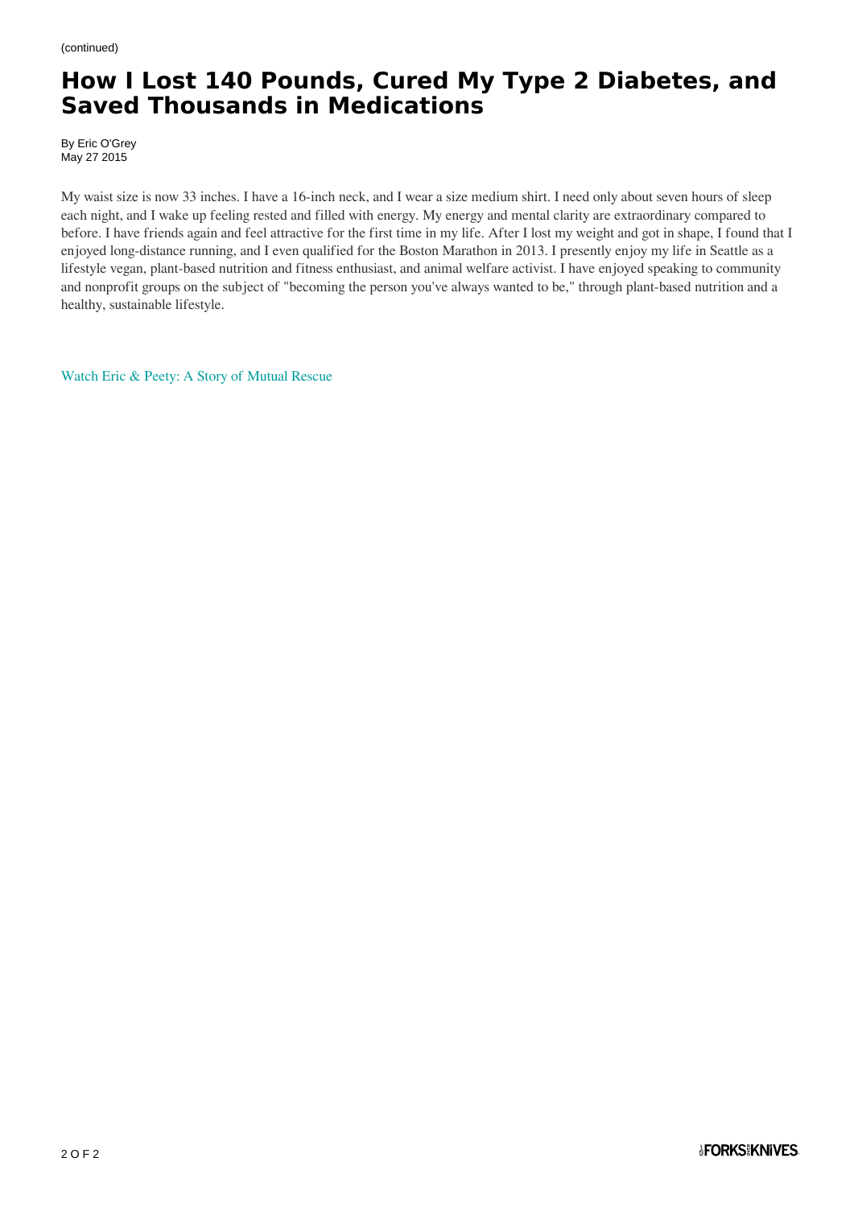(continued)

# How I Lost 140 Pounds, Cured My Type 2 Diabetes, and Saved Thousands in Medications

By Eric O'Grey
May 27 2015

My waist size is now 33 inches. I have a 16-inch neck, and I wear a size medium shirt. I need only about seven hours of sleep each night, and I wake up feeling rested and filled with energy. My energy and mental clarity are extraordinary compared to before. I have friends again and feel attractive for the first time in my life. After I lost my weight and got in shape, I found that I enjoyed long-distance running, and I even qualified for the Boston Marathon in 2013. I presently enjoy my life in Seattle as a lifestyle vegan, plant-based nutrition and fitness enthusiast, and animal welfare activist. I have enjoyed speaking to community and nonprofit groups on the subject of "becoming the person you've always wanted to be," through plant-based nutrition and a healthy, sustainable lifestyle.

Watch Eric & Peety: A Story of Mutual Rescue